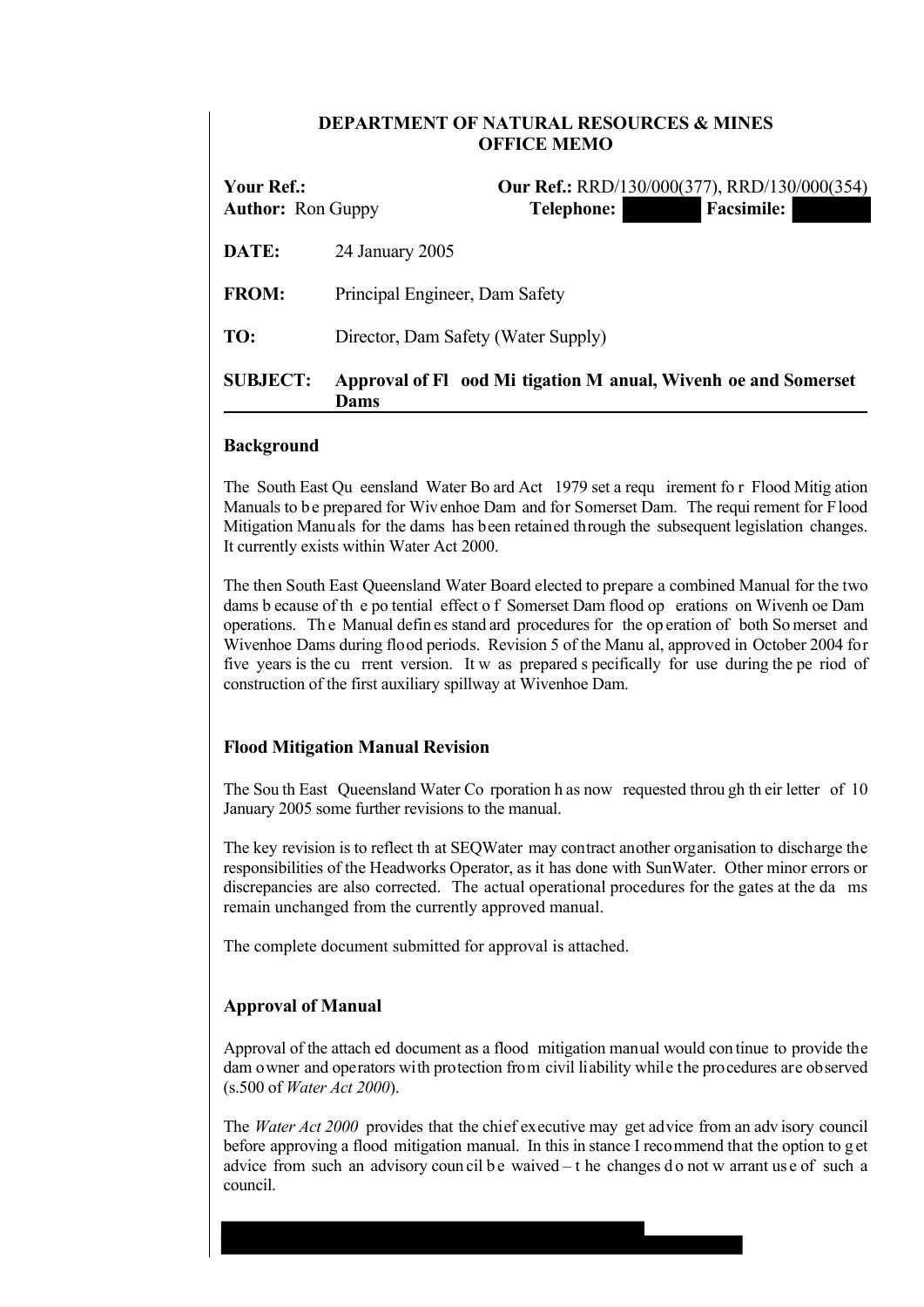# DEPARTMENT OF NATURAL RESOURCES & MINES
## OFFICE MEMO

**Your Ref.:** **Our Ref.:** RRD/130/000(377), RRD/130/000(354)
**Author:** Ron Guppy **Telephone:** **Facsimile:**

**DATE:** 24 January 2005

**FROM:** Principal Engineer, Dam Safety

**TO:** Director, Dam Safety (Water Supply)

**SUBJECT:** **Approval of Flood Mitigation Manual, Wivenhoe and Somerset Dams**

---

### Background

The South East Queensland Water Board Act 1979 set a requirement for Flood Mitigation Manuals to be prepared for Wivenhoe Dam and for Somerset Dam. The requirement for Flood Mitigation Manuals for the dams has been retained through the subsequent legislation changes. It currently exists within Water Act 2000.

The then South East Queensland Water Board elected to prepare a combined Manual for the two dams because of the potential effect of Somerset Dam flood operations on Wivenhoe Dam operations. The Manual defines standard procedures for the operation of both Somerset and Wivenhoe Dams during flood periods. Revision 5 of the Manual, approved in October 2004 for five years is the current version. It was prepared specifically for use during the period of construction of the first auxiliary spillway at Wivenhoe Dam.

### Flood Mitigation Manual Revision

The South East Queensland Water Corporation has now requested through their letter of 10 January 2005 some further revisions to the manual.

The key revision is to reflect that SEQWater may contract another organisation to discharge the responsibilities of the Headworks Operator, as it has done with SunWater. Other minor errors or discrepancies are also corrected. The actual operational procedures for the gates at the dams remain unchanged from the currently approved manual.

The complete document submitted for approval is attached.

### Approval of Manual

Approval of the attached document as a flood mitigation manual would continue to provide the dam owner and operators with protection from civil liability while the procedures are observed (s.500 of *Water Act 2000*).

The *Water Act 2000* provides that the chief executive may get advice from an advisory council before approving a flood mitigation manual. In this instance I recommend that the option to get advice from such an advisory council be waived – the changes do not warrant use of such a council.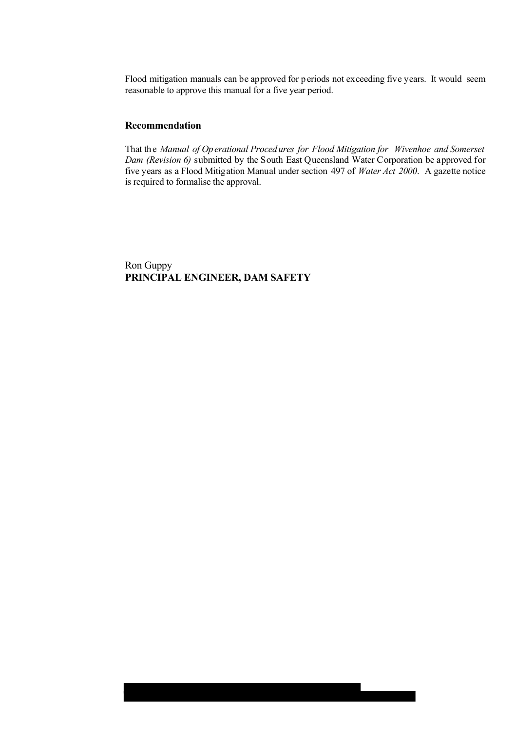Flood mitigation manuals can be approved for periods not exceeding five years. It would seem reasonable to approve this manual for a five year period.

## Recommendation

That the *Manual of Operational Procedures for Flood Mitigation for Wivenhoe and Somerset Dam (Revision 6)* submitted by the South East Queensland Water Corporation be approved for five years as a Flood Mitigation Manual under section 497 of *Water Act 2000*. A gazette notice is required to formalise the approval.

Ron Guppy
**PRINCIPAL ENGINEER, DAM SAFETY**